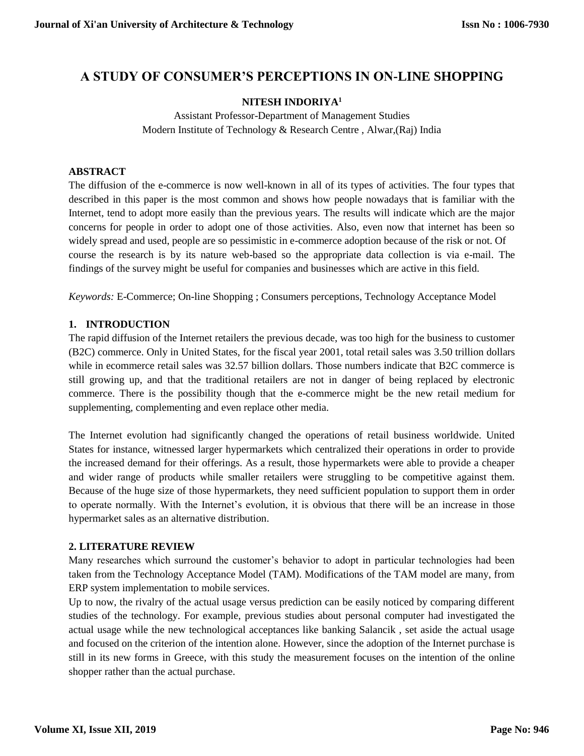# A STUDY OF CONSUMER'S PERCEPTIONS IN ON-LINE SHOPPING

**NITESH INDORIYA[1]**

Assistant Professor-Department of Management Studies
Modern Institute of Technology & Research Centre , Alwar,(Raj) India

**ABSTRACT**

The diffusion of the e-commerce is now well-known in all of its types of activities. The four types that described in this paper is the most common and shows how people nowadays that is familiar with the Internet, tend to adopt more easily than the previous years. The results will indicate which are the major concerns for people in order to adopt one of those activities. Also, even now that internet has been so widely spread and used, people are so pessimistic in e-commerce adoption because of the risk or not. Of course the research is by its nature web-based so the appropriate data collection is via e-mail. The findings of the survey might be useful for companies and businesses which are active in this field.

*Keywords:* E-Commerce; On-line Shopping ; Consumers perceptions, Technology Acceptance Model

## 1. INTRODUCTION

The rapid diffusion of the Internet retailers the previous decade, was too high for the business to customer (B2C) commerce. Only in United States, for the fiscal year 2001, total retail sales was 3.50 trillion dollars while in ecommerce retail sales was 32.57 billion dollars. Those numbers indicate that B2C commerce is still growing up, and that the traditional retailers are not in danger of being replaced by electronic commerce. There is the possibility though that the e-commerce might be the new retail medium for supplementing, complementing and even replace other media.

The Internet evolution had significantly changed the operations of retail business worldwide. United States for instance, witnessed larger hypermarkets which centralized their operations in order to provide the increased demand for their offerings. As a result, those hypermarkets were able to provide a cheaper and wider range of products while smaller retailers were struggling to be competitive against them. Because of the huge size of those hypermarkets, they need sufficient population to support them in order to operate normally. With the Internet's evolution, it is obvious that there will be an increase in those hypermarket sales as an alternative distribution.

## 2. LITERATURE REVIEW

Many researches which surround the customer's behavior to adopt in particular technologies had been taken from the Technology Acceptance Model (TAM). Modifications of the TAM model are many, from ERP system implementation to mobile services.

Up to now, the rivalry of the actual usage versus prediction can be easily noticed by comparing different studies of the technology. For example, previous studies about personal computer had investigated the actual usage while the new technological acceptances like banking Salancik , set aside the actual usage and focused on the criterion of the intention alone. However, since the adoption of the Internet purchase is still in its new forms in Greece, with this study the measurement focuses on the intention of the online shopper rather than the actual purchase.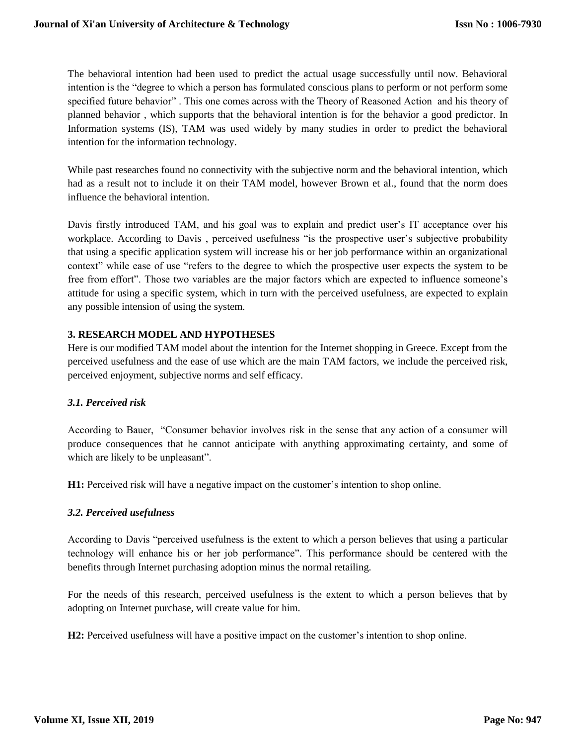The behavioral intention had been used to predict the actual usage successfully until now. Behavioral intention is the "degree to which a person has formulated conscious plans to perform or not perform some specified future behavior" . This one comes across with the Theory of Reasoned Action and his theory of planned behavior , which supports that the behavioral intention is for the behavior a good predictor. In Information systems (IS), TAM was used widely by many studies in order to predict the behavioral intention for the information technology.

While past researches found no connectivity with the subjective norm and the behavioral intention, which had as a result not to include it on their TAM model, however Brown et al., found that the norm does influence the behavioral intention.

Davis firstly introduced TAM, and his goal was to explain and predict user's IT acceptance over his workplace. According to Davis , perceived usefulness "is the prospective user's subjective probability that using a specific application system will increase his or her job performance within an organizational context" while ease of use "refers to the degree to which the prospective user expects the system to be free from effort". Those two variables are the major factors which are expected to influence someone's attitude for using a specific system, which in turn with the perceived usefulness, are expected to explain any possible intension of using the system.

## 3. RESEARCH MODEL AND HYPOTHESES

Here is our modified TAM model about the intention for the Internet shopping in Greece. Except from the perceived usefulness and the ease of use which are the main TAM factors, we include the perceived risk, perceived enjoyment, subjective norms and self efficacy.

### *3.1. Perceived risk*

According to Bauer, "Consumer behavior involves risk in the sense that any action of a consumer will produce consequences that he cannot anticipate with anything approximating certainty, and some of which are likely to be unpleasant".

**H1:** Perceived risk will have a negative impact on the customer's intention to shop online.

### *3.2. Perceived usefulness*

According to Davis "perceived usefulness is the extent to which a person believes that using a particular technology will enhance his or her job performance". This performance should be centered with the benefits through Internet purchasing adoption minus the normal retailing.

For the needs of this research, perceived usefulness is the extent to which a person believes that by adopting on Internet purchase, will create value for him.

**H2:** Perceived usefulness will have a positive impact on the customer's intention to shop online.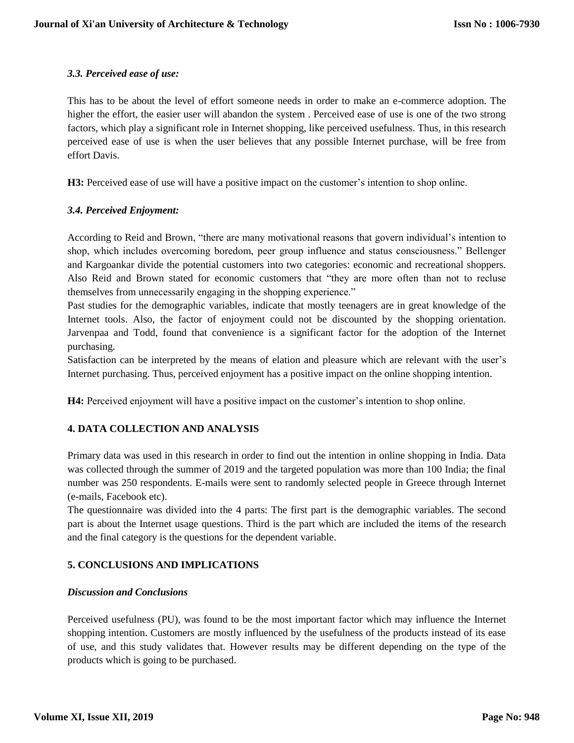### *3.3. Perceived ease of use:*

This has to be about the level of effort someone needs in order to make an e-commerce adoption. The higher the effort, the easier user will abandon the system . Perceived ease of use is one of the two strong factors, which play a significant role in Internet shopping, like perceived usefulness. Thus, in this research perceived ease of use is when the user believes that any possible Internet purchase, will be free from effort Davis.

**H3:** Perceived ease of use will have a positive impact on the customer's intention to shop online.

### *3.4. Perceived Enjoyment:*

According to Reid and Brown, "there are many motivational reasons that govern individual's intention to shop, which includes overcoming boredom, peer group influence and status consciousness." Bellenger and Kargoankar divide the potential customers into two categories: economic and recreational shoppers. Also Reid and Brown stated for economic customers that "they are more often than not to recluse themselves from unnecessarily engaging in the shopping experience."

Past studies for the demographic variables, indicate that mostly teenagers are in great knowledge of the Internet tools. Also, the factor of enjoyment could not be discounted by the shopping orientation. Jarvenpaa and Todd, found that convenience is a significant factor for the adoption of the Internet purchasing.

Satisfaction can be interpreted by the means of elation and pleasure which are relevant with the user's Internet purchasing. Thus, perceived enjoyment has a positive impact on the online shopping intention.

**H4:** Perceived enjoyment will have a positive impact on the customer's intention to shop online.

## 4. DATA COLLECTION AND ANALYSIS

Primary data was used in this research in order to find out the intention in online shopping in India. Data was collected through the summer of 2019 and the targeted population was more than 100 India; the final number was 250 respondents. E-mails were sent to randomly selected people in Greece through Internet (e-mails, Facebook etc).

The questionnaire was divided into the 4 parts: The first part is the demographic variables. The second part is about the Internet usage questions. Third is the part which are included the items of the research and the final category is the questions for the dependent variable.

## 5. CONCLUSIONS AND IMPLICATIONS

### *Discussion and Conclusions*

Perceived usefulness (PU), was found to be the most important factor which may influence the Internet shopping intention. Customers are mostly influenced by the usefulness of the products instead of its ease of use, and this study validates that. However results may be different depending on the type of the products which is going to be purchased.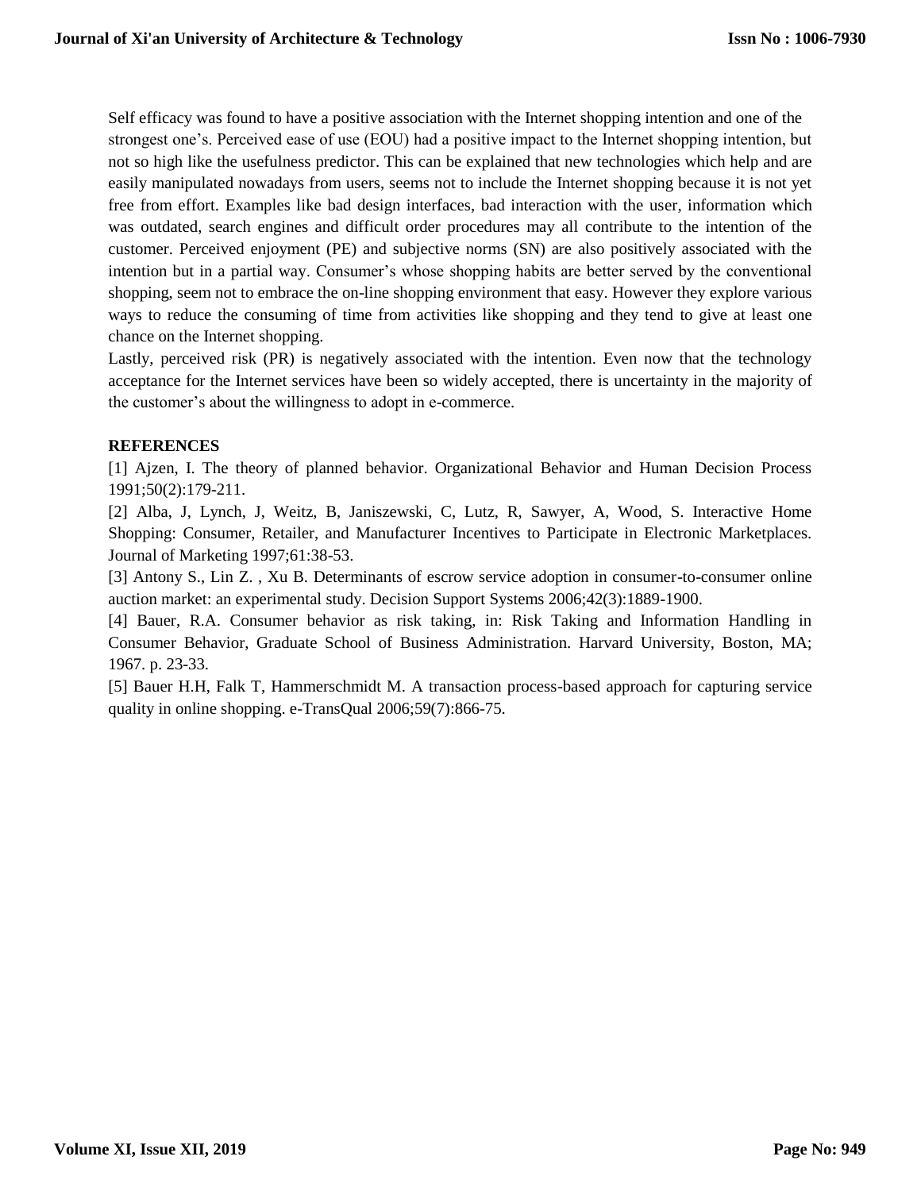Self efficacy was found to have a positive association with the Internet shopping intention and one of the strongest one's. Perceived ease of use (EOU) had a positive impact to the Internet shopping intention, but not so high like the usefulness predictor. This can be explained that new technologies which help and are easily manipulated nowadays from users, seems not to include the Internet shopping because it is not yet free from effort. Examples like bad design interfaces, bad interaction with the user, information which was outdated, search engines and difficult order procedures may all contribute to the intention of the customer. Perceived enjoyment (PE) and subjective norms (SN) are also positively associated with the intention but in a partial way. Consumer's whose shopping habits are better served by the conventional shopping, seem not to embrace the on-line shopping environment that easy. However they explore various ways to reduce the consuming of time from activities like shopping and they tend to give at least one chance on the Internet shopping.

Lastly, perceived risk (PR) is negatively associated with the intention. Even now that the technology acceptance for the Internet services have been so widely accepted, there is uncertainty in the majority of the customer's about the willingness to adopt in e-commerce.

## REFERENCES

[1] Ajzen, I. The theory of planned behavior. Organizational Behavior and Human Decision Process 1991;50(2):179-211.

[2] Alba, J, Lynch, J, Weitz, B, Janiszewski, C, Lutz, R, Sawyer, A, Wood, S. Interactive Home Shopping: Consumer, Retailer, and Manufacturer Incentives to Participate in Electronic Marketplaces. Journal of Marketing 1997;61:38-53.

[3] Antony S., Lin Z. , Xu B. Determinants of escrow service adoption in consumer-to-consumer online auction market: an experimental study. Decision Support Systems 2006;42(3):1889-1900.

[4] Bauer, R.A. Consumer behavior as risk taking, in: Risk Taking and Information Handling in Consumer Behavior, Graduate School of Business Administration. Harvard University, Boston, MA; 1967. p. 23-33.

[5] Bauer H.H, Falk T, Hammerschmidt M. A transaction process-based approach for capturing service quality in online shopping. e-TransQual 2006;59(7):866-75.